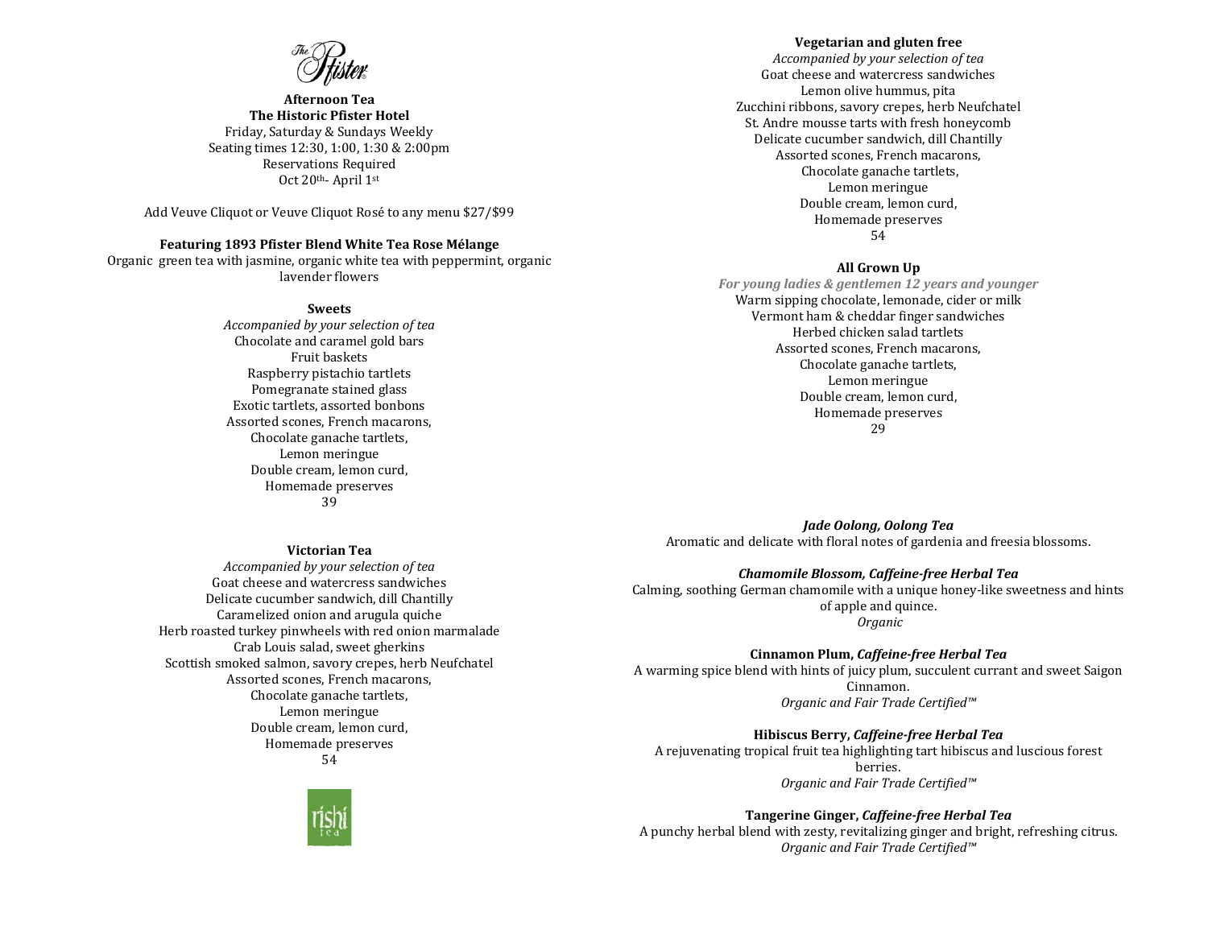# Afternoon Tea

**The Historic Pfister Hotel**

Friday, Saturday & Sundays Weekly
Seating times 12:30, 1:00, 1:30 & 2:00pm
Reservations Required
Oct 20th- April 1st

Add Veuve Cliquot or Veuve Cliquot Rosé to any menu $27/$99

**Featuring 1893 Pfister Blend White Tea Rose Mélange**

Organic green tea with jasmine, organic white tea with peppermint, organic lavender flowers

## Sweets

*Accompanied by your selection of tea*

Chocolate and caramel gold bars
Fruit baskets
Raspberry pistachio tartlets
Pomegranate stained glass
Exotic tartlets, assorted bonbons
Assorted scones, French macarons,
Chocolate ganache tartlets,
Lemon meringue
Double cream, lemon curd,
Homemade preserves
39

## Victorian Tea

*Accompanied by your selection of tea*

Goat cheese and watercress sandwiches
Delicate cucumber sandwich, dill Chantilly
Caramelized onion and arugula quiche
Herb roasted turkey pinwheels with red onion marmalade
Crab Louis salad, sweet gherkins
Scottish smoked salmon, savory crepes, herb Neufchatel
Assorted scones, French macarons,
Chocolate ganache tartlets,
Lemon meringue
Double cream, lemon curd,
Homemade preserves
54

## Vegetarian and gluten free

*Accompanied by your selection of tea*

Goat cheese and watercress sandwiches
Lemon olive hummus, pita
Zucchini ribbons, savory crepes, herb Neufchatel
St. Andre mousse tarts with fresh honeycomb
Delicate cucumber sandwich, dill Chantilly
Assorted scones, French macarons,
Chocolate ganache tartlets,
Lemon meringue
Double cream, lemon curd,
Homemade preserves
54

## All Grown Up

***For young ladies & gentlemen 12 years and younger***

Warm sipping chocolate, lemonade, cider or milk
Vermont ham & cheddar finger sandwiches
Herbed chicken salad tartlets
Assorted scones, French macarons,
Chocolate ganache tartlets,
Lemon meringue
Double cream, lemon curd,
Homemade preserves
29

***Jade Oolong, Oolong Tea***

Aromatic and delicate with floral notes of gardenia and freesia blossoms.

***Chamomile Blossom, Caffeine-free Herbal Tea***

Calming, soothing German chamomile with a unique honey-like sweetness and hints of apple and quince.
*Organic*

**Cinnamon Plum, *Caffeine-free Herbal Tea***

A warming spice blend with hints of juicy plum, succulent currant and sweet Saigon Cinnamon.
*Organic and Fair Trade Certified™*

**Hibiscus Berry, *Caffeine-free Herbal Tea***

A rejuvenating tropical fruit tea highlighting tart hibiscus and luscious forest berries.
*Organic and Fair Trade Certified™*

**Tangerine Ginger, *Caffeine-free Herbal Tea***

A punchy herbal blend with zesty, revitalizing ginger and bright, refreshing citrus.
*Organic and Fair Trade Certified™*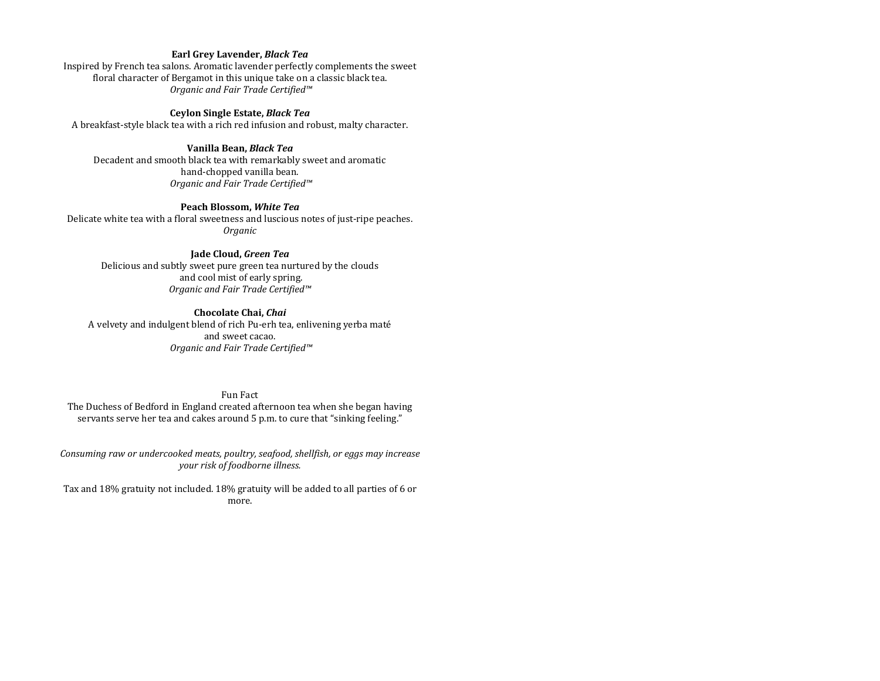**Earl Grey Lavender, *Black Tea***
Inspired by French tea salons. Aromatic lavender perfectly complements the sweet floral character of Bergamot in this unique take on a classic black tea.
*Organic and Fair Trade Certified™*

**Ceylon Single Estate, *Black Tea***
A breakfast-style black tea with a rich red infusion and robust, malty character.

**Vanilla Bean, *Black Tea***
Decadent and smooth black tea with remarkably sweet and aromatic hand-chopped vanilla bean.
*Organic and Fair Trade Certified™*

**Peach Blossom, *White Tea***
Delicate white tea with a floral sweetness and luscious notes of just-ripe peaches.
*Organic*

**Jade Cloud, *Green Tea***
Delicious and subtly sweet pure green tea nurtured by the clouds and cool mist of early spring.
*Organic and Fair Trade Certified™*

**Chocolate Chai, *Chai***
A velvety and indulgent blend of rich Pu-erh tea, enlivening yerba maté and sweet cacao.
*Organic and Fair Trade Certified™*

Fun Fact
The Duchess of Bedford in England created afternoon tea when she began having servants serve her tea and cakes around 5 p.m. to cure that "sinking feeling."

*Consuming raw or undercooked meats, poultry, seafood, shellfish, or eggs may increase your risk of foodborne illness.*

Tax and 18% gratuity not included. 18% gratuity will be added to all parties of 6 or more.